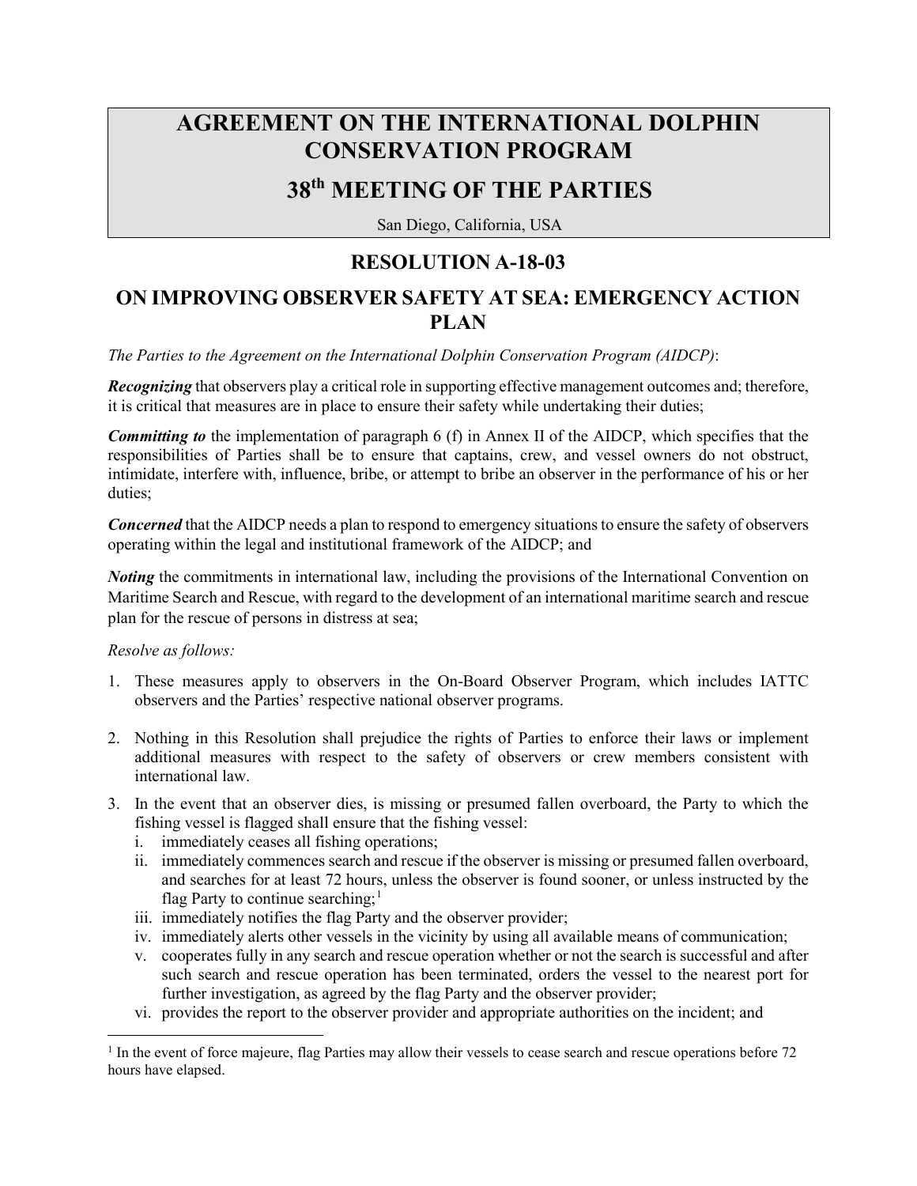# AGREEMENT ON THE INTERNATIONAL DOLPHIN CONSERVATION PROGRAM

# 38th MEETING OF THE PARTIES

San Diego, California, USA

## RESOLUTION A-18-03

## ON IMPROVING OBSERVER SAFETY AT SEA: EMERGENCY ACTION PLAN

*The Parties to the Agreement on the International Dolphin Conservation Program (AIDCP)*:

***Recognizing*** that observers play a critical role in supporting effective management outcomes and; therefore, it is critical that measures are in place to ensure their safety while undertaking their duties;

***Committing to*** the implementation of paragraph 6 (f) in Annex II of the AIDCP, which specifies that the responsibilities of Parties shall be to ensure that captains, crew, and vessel owners do not obstruct, intimidate, interfere with, influence, bribe, or attempt to bribe an observer in the performance of his or her duties;

***Concerned*** that the AIDCP needs a plan to respond to emergency situations to ensure the safety of observers operating within the legal and institutional framework of the AIDCP; and

***Noting*** the commitments in international law, including the provisions of the International Convention on Maritime Search and Rescue, with regard to the development of an international maritime search and rescue plan for the rescue of persons in distress at sea;

*Resolve as follows:*

1. These measures apply to observers in the On-Board Observer Program, which includes IATTC observers and the Parties' respective national observer programs.

2. Nothing in this Resolution shall prejudice the rights of Parties to enforce their laws or implement additional measures with respect to the safety of observers or crew members consistent with international law.

3. In the event that an observer dies, is missing or presumed fallen overboard, the Party to which the fishing vessel is flagged shall ensure that the fishing vessel:
   1. immediately ceases all fishing operations;
   2. immediately commences search and rescue if the observer is missing or presumed fallen overboard, and searches for at least 72 hours, unless the observer is found sooner, or unless instructed by the flag Party to continue searching;[1]
   3. immediately notifies the flag Party and the observer provider;
   4. immediately alerts other vessels in the vicinity by using all available means of communication;
   5. cooperates fully in any search and rescue operation whether or not the search is successful and after such search and rescue operation has been terminated, orders the vessel to the nearest port for further investigation, as agreed by the flag Party and the observer provider;
   6. provides the report to the observer provider and appropriate authorities on the incident; and

[1] In the event of force majeure, flag Parties may allow their vessels to cease search and rescue operations before 72 hours have elapsed.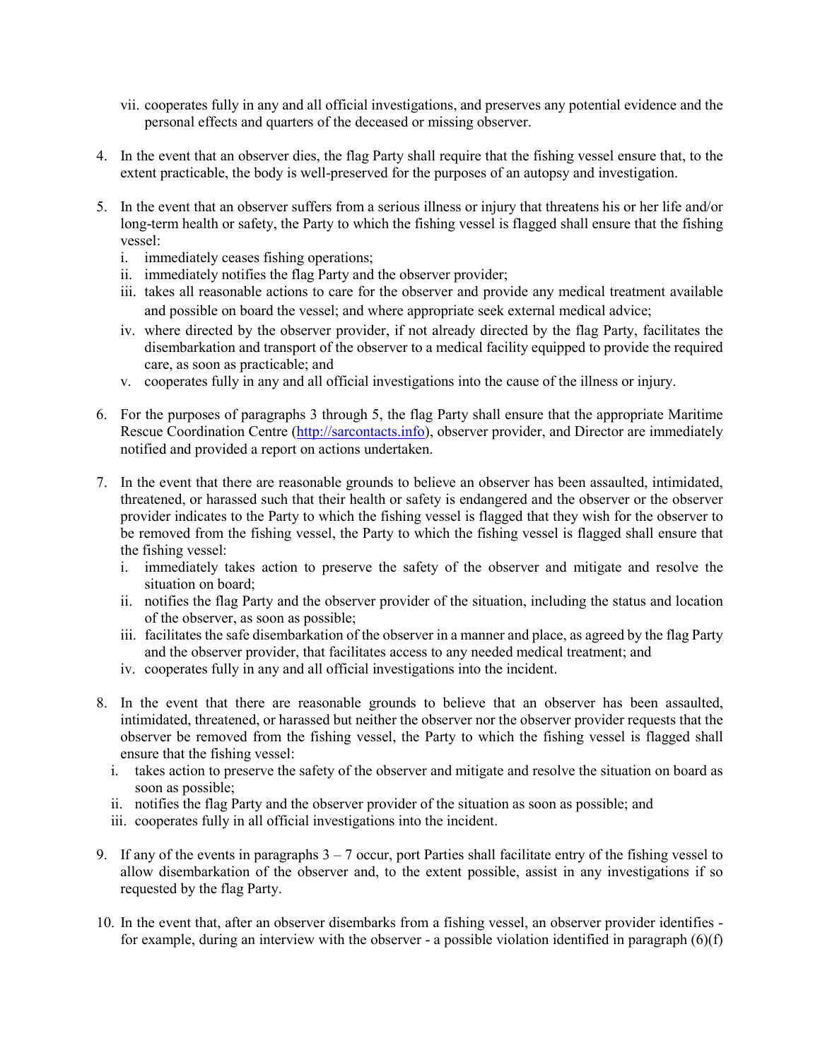vii. cooperates fully in any and all official investigations, and preserves any potential evidence and the personal effects and quarters of the deceased or missing observer.

4. In the event that an observer dies, the flag Party shall require that the fishing vessel ensure that, to the extent practicable, the body is well-preserved for the purposes of an autopsy and investigation.

5. In the event that an observer suffers from a serious illness or injury that threatens his or her life and/or long-term health or safety, the Party to which the fishing vessel is flagged shall ensure that the fishing vessel:
   i. immediately ceases fishing operations;
   ii. immediately notifies the flag Party and the observer provider;
   iii. takes all reasonable actions to care for the observer and provide any medical treatment available and possible on board the vessel; and where appropriate seek external medical advice;
   iv. where directed by the observer provider, if not already directed by the flag Party, facilitates the disembarkation and transport of the observer to a medical facility equipped to provide the required care, as soon as practicable; and
   v. cooperates fully in any and all official investigations into the cause of the illness or injury.

6. For the purposes of paragraphs 3 through 5, the flag Party shall ensure that the appropriate Maritime Rescue Coordination Centre (http://sarcontacts.info), observer provider, and Director are immediately notified and provided a report on actions undertaken.

7. In the event that there are reasonable grounds to believe an observer has been assaulted, intimidated, threatened, or harassed such that their health or safety is endangered and the observer or the observer provider indicates to the Party to which the fishing vessel is flagged that they wish for the observer to be removed from the fishing vessel, the Party to which the fishing vessel is flagged shall ensure that the fishing vessel:
   i. immediately takes action to preserve the safety of the observer and mitigate and resolve the situation on board;
   ii. notifies the flag Party and the observer provider of the situation, including the status and location of the observer, as soon as possible;
   iii. facilitates the safe disembarkation of the observer in a manner and place, as agreed by the flag Party and the observer provider, that facilitates access to any needed medical treatment; and
   iv. cooperates fully in any and all official investigations into the incident.

8. In the event that there are reasonable grounds to believe that an observer has been assaulted, intimidated, threatened, or harassed but neither the observer nor the observer provider requests that the observer be removed from the fishing vessel, the Party to which the fishing vessel is flagged shall ensure that the fishing vessel:
   i. takes action to preserve the safety of the observer and mitigate and resolve the situation on board as soon as possible;
   ii. notifies the flag Party and the observer provider of the situation as soon as possible; and
   iii. cooperates fully in all official investigations into the incident.

9. If any of the events in paragraphs 3 – 7 occur, port Parties shall facilitate entry of the fishing vessel to allow disembarkation of the observer and, to the extent possible, assist in any investigations if so requested by the flag Party.

10. In the event that, after an observer disembarks from a fishing vessel, an observer provider identifies - for example, during an interview with the observer - a possible violation identified in paragraph (6)(f)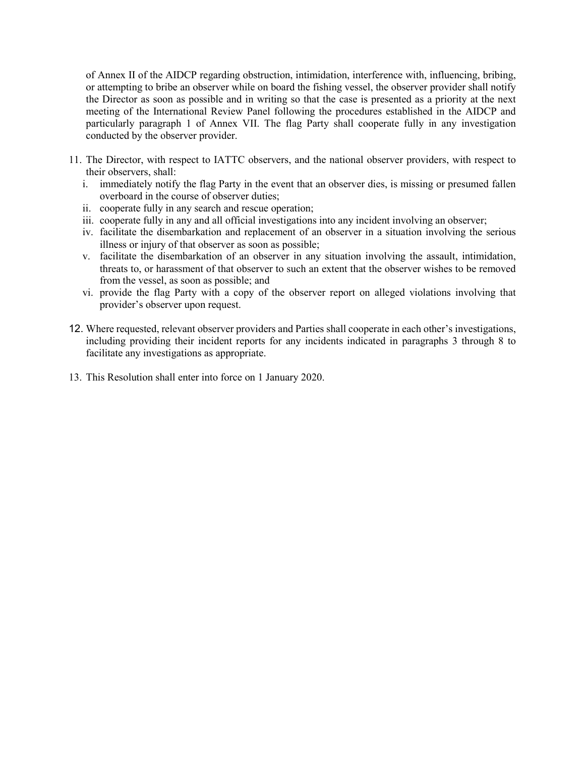of Annex II of the AIDCP regarding obstruction, intimidation, interference with, influencing, bribing, or attempting to bribe an observer while on board the fishing vessel, the observer provider shall notify the Director as soon as possible and in writing so that the case is presented as a priority at the next meeting of the International Review Panel following the procedures established in the AIDCP and particularly paragraph 1 of Annex VII. The flag Party shall cooperate fully in any investigation conducted by the observer provider.

11. The Director, with respect to IATTC observers, and the national observer providers, with respect to their observers, shall:
    i. immediately notify the flag Party in the event that an observer dies, is missing or presumed fallen overboard in the course of observer duties;
    ii. cooperate fully in any search and rescue operation;
    iii. cooperate fully in any and all official investigations into any incident involving an observer;
    iv. facilitate the disembarkation and replacement of an observer in a situation involving the serious illness or injury of that observer as soon as possible;
    v. facilitate the disembarkation of an observer in any situation involving the assault, intimidation, threats to, or harassment of that observer to such an extent that the observer wishes to be removed from the vessel, as soon as possible; and
    vi. provide the flag Party with a copy of the observer report on alleged violations involving that provider's observer upon request.

12. Where requested, relevant observer providers and Parties shall cooperate in each other's investigations, including providing their incident reports for any incidents indicated in paragraphs 3 through 8 to facilitate any investigations as appropriate.

13. This Resolution shall enter into force on 1 January 2020.